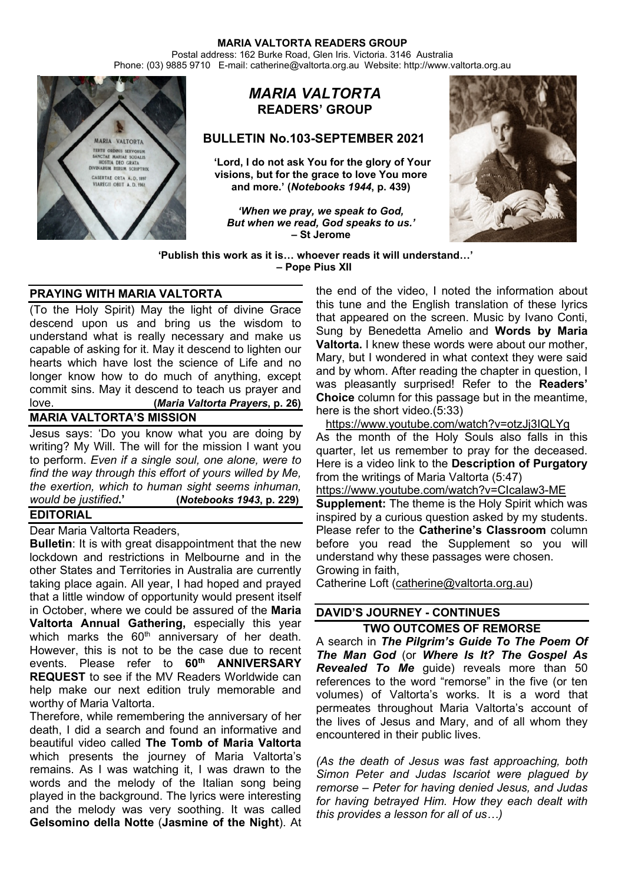**MARIA VALTORTA READERS GROUP**
Postal address: 162 Burke Road, Glen Iris. Victoria. 3146 Australia
Phone: (03) 9885 9710 E-mail: catherine@valtorta.org.au Website: http://www.valtorta.org.au

# *MARIA VALTORTA* READERS' GROUP

## BULLETIN No.103-SEPTEMBER 2021

**'Lord, I do not ask You for the glory of Your visions, but for the grace to love You more and more.' (*Notebooks 1944*, p. 439)**

***'When we pray, we speak to God, But when we read, God speaks to us.'* – St Jerome**

**'Publish this work as it is… whoever reads it will understand…' – Pope Pius XII**

### PRAYING WITH MARIA VALTORTA

(To the Holy Spirit) May the light of divine Grace descend upon us and bring us the wisdom to understand what is really necessary and make us capable of asking for it. May it descend to lighten our hearts which have lost the science of Life and no longer know how to do much of anything, except commit sins. May it descend to teach us prayer and love. **(*Maria Valtorta Prayers*, p. 26)**

### MARIA VALTORTA'S MISSION

Jesus says: 'Do you know what you are doing by writing? My Will. The will for the mission I want you to perform. *Even if a single soul, one alone, were to find the way through this effort of yours willed by Me, the exertion, which to human sight seems inhuman, would be justified*.' **(*Notebooks 1943*, p. 229)**

### EDITORIAL

Dear Maria Valtorta Readers,

**Bulletin**: It is with great disappointment that the new lockdown and restrictions in Melbourne and in the other States and Territories in Australia are currently taking place again. All year, I had hoped and prayed that a little window of opportunity would present itself in October, where we could be assured of the **Maria Valtorta Annual Gathering,** especially this year which marks the 60th anniversary of her death. However, this is not to be the case due to recent events. Please refer to **60th ANNIVERSARY REQUEST** to see if the MV Readers Worldwide can help make our next edition truly memorable and worthy of Maria Valtorta.

Therefore, while remembering the anniversary of her death, I did a search and found an informative and beautiful video called **The Tomb of Maria Valtorta** which presents the journey of Maria Valtorta's remains. As I was watching it, I was drawn to the words and the melody of the Italian song being played in the background. The lyrics were interesting and the melody was very soothing. It was called **Gelsomino della Notte** (**Jasmine of the Night**). At the end of the video, I noted the information about this tune and the English translation of these lyrics that appeared on the screen. Music by Ivano Conti, Sung by Benedetta Amelio and **Words by Maria Valtorta.** I knew these words were about our mother, Mary, but I wondered in what context they were said and by whom. After reading the chapter in question, I was pleasantly surprised! Refer to the **Readers' Choice** column for this passage but in the meantime, here is the short video.(5:33)

https://www.youtube.com/watch?v=otzJj3IQLYg

As the month of the Holy Souls also falls in this quarter, let us remember to pray for the deceased. Here is a video link to the **Description of Purgatory** from the writings of Maria Valtorta (5:47)

https://www.youtube.com/watch?v=CIcalaw3-ME

**Supplement:** The theme is the Holy Spirit which was inspired by a curious question asked by my students. Please refer to the **Catherine's Classroom** column before you read the Supplement so you will understand why these passages were chosen.

Growing in faith,

Catherine Loft (catherine@valtorta.org.au)

### DAVID'S JOURNEY - CONTINUES

**TWO OUTCOMES OF REMORSE**

A search in ***The Pilgrim's Guide To The Poem Of The Man God*** (or ***Where Is It? The Gospel As Revealed To Me*** guide) reveals more than 50 references to the word "remorse" in the five (or ten volumes) of Valtorta's works. It is a word that permeates throughout Maria Valtorta's account of the lives of Jesus and Mary, and of all whom they encountered in their public lives.

*(As the death of Jesus was fast approaching, both Simon Peter and Judas Iscariot were plagued by remorse – Peter for having denied Jesus, and Judas for having betrayed Him. How they each dealt with this provides a lesson for all of us…)*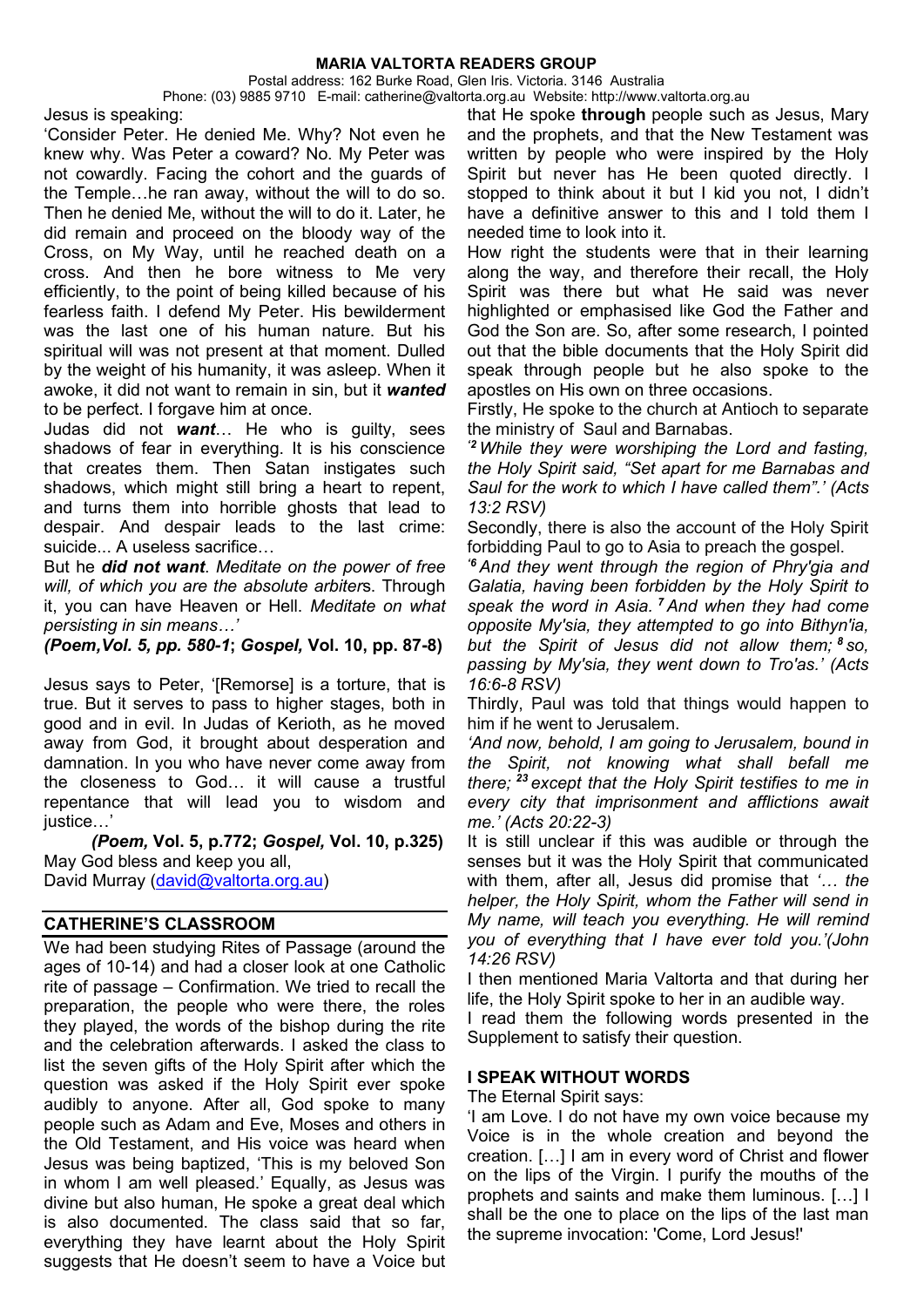Jesus is speaking:

'Consider Peter. He denied Me. Why? Not even he knew why. Was Peter a coward? No. My Peter was not cowardly. Facing the cohort and the guards of the Temple…he ran away, without the will to do so. Then he denied Me, without the will to do it. Later, he did remain and proceed on the bloody way of the Cross, on My Way, until he reached death on a cross. And then he bore witness to Me very efficiently, to the point of being killed because of his fearless faith. I defend My Peter. His bewilderment was the last one of his human nature. But his spiritual will was not present at that moment. Dulled by the weight of his humanity, it was asleep. When it awoke, it did not want to remain in sin, but it ***wanted*** to be perfect. I forgave him at once.

Judas did not ***want***… He who is guilty, sees shadows of fear in everything. It is his conscience that creates them. Then Satan instigates such shadows, which might still bring a heart to repent, and turns them into horrible ghosts that lead to despair. And despair leads to the last crime: suicide... A useless sacrifice…

But he ***did not want***. *Meditate on the power of free will, of which you are the absolute arbiter*s. Through it, you can have Heaven or Hell. *Meditate on what persisting in sin means…'*

***(Poem,Vol. 5, pp. 580-1*; *Gospel,* Vol. 10, pp. 87-8)**

Jesus says to Peter, '[Remorse] is a torture, that is true. But it serves to pass to higher stages, both in good and in evil. In Judas of Kerioth, as he moved away from God, it brought about desperation and damnation. In you who have never come away from the closeness to God… it will cause a trustful repentance that will lead you to wisdom and justice…'

***(Poem,* Vol. 5, p.772; *Gospel,* Vol. 10, p.325)**

May God bless and keep you all,
David Murray (david@valtorta.org.au)

## CATHERINE'S CLASSROOM

We had been studying Rites of Passage (around the ages of 10-14) and had a closer look at one Catholic rite of passage – Confirmation. We tried to recall the preparation, the people who were there, the roles they played, the words of the bishop during the rite and the celebration afterwards. I asked the class to list the seven gifts of the Holy Spirit after which the question was asked if the Holy Spirit ever spoke audibly to anyone. After all, God spoke to many people such as Adam and Eve, Moses and others in the Old Testament, and His voice was heard when Jesus was being baptized, 'This is my beloved Son in whom I am well pleased.' Equally, as Jesus was divine but also human, He spoke a great deal which is also documented. The class said that so far, everything they have learnt about the Holy Spirit suggests that He doesn't seem to have a Voice but that He spoke **through** people such as Jesus, Mary and the prophets, and that the New Testament was written by people who were inspired by the Holy Spirit but never has He been quoted directly. I stopped to think about it but I kid you not, I didn't have a definitive answer to this and I told them I needed time to look into it.

How right the students were that in their learning along the way, and therefore their recall, the Holy Spirit was there but what He said was never highlighted or emphasised like God the Father and God the Son are. So, after some research, I pointed out that the bible documents that the Holy Spirit did speak through people but he also spoke to the apostles on His own on three occasions.

Firstly, He spoke to the church at Antioch to separate the ministry of Saul and Barnabas.

*'[2] While they were worshiping the Lord and fasting, the Holy Spirit said, "Set apart for me Barnabas and Saul for the work to which I have called them".' (Acts 13:2 RSV)*

Secondly, there is also the account of the Holy Spirit forbidding Paul to go to Asia to preach the gospel.

*'[6] And they went through the region of Phry'gia and Galatia, having been forbidden by the Holy Spirit to speak the word in Asia. [7] And when they had come opposite My'sia, they attempted to go into Bithyn'ia, but the Spirit of Jesus did not allow them; [8] so, passing by My'sia, they went down to Tro'as.' (Acts 16:6-8 RSV)*

Thirdly, Paul was told that things would happen to him if he went to Jerusalem.

*'And now, behold, I am going to Jerusalem, bound in the Spirit, not knowing what shall befall me there; [23] except that the Holy Spirit testifies to me in every city that imprisonment and afflictions await me.' (Acts 20:22-3)*

It is still unclear if this was audible or through the senses but it was the Holy Spirit that communicated with them, after all, Jesus did promise that *'… the helper, the Holy Spirit, whom the Father will send in My name, will teach you everything. He will remind you of everything that I have ever told you.'(John 14:26 RSV)*

I then mentioned Maria Valtorta and that during her life, the Holy Spirit spoke to her in an audible way.

I read them the following words presented in the Supplement to satisfy their question.

## I SPEAK WITHOUT WORDS

The Eternal Spirit says:

'I am Love. I do not have my own voice because my Voice is in the whole creation and beyond the creation. […] I am in every word of Christ and flower on the lips of the Virgin. I purify the mouths of the prophets and saints and make them luminous. […] I shall be the one to place on the lips of the last man the supreme invocation: 'Come, Lord Jesus!'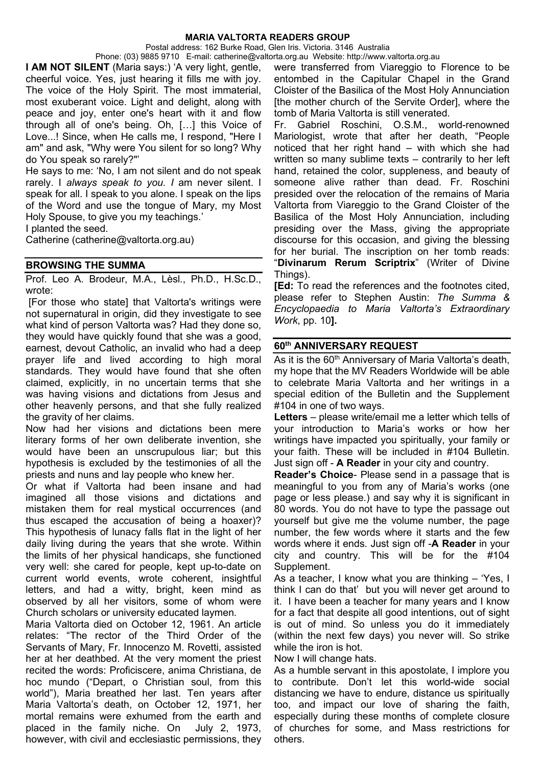**MARIA VALTORTA READERS GROUP**

Postal address: 162 Burke Road, Glen Iris. Victoria. 3146 Australia

Phone: (03) 9885 9710 E-mail: catherine@valtorta.org.au Website: http://www.valtorta.org.au

**I AM NOT SILENT** (Maria says:) 'A very light, gentle, cheerful voice. Yes, just hearing it fills me with joy. The voice of the Holy Spirit. The most immaterial, most exuberant voice. Light and delight, along with peace and joy, enter one's heart with it and flow through all of one's being. Oh, […] this Voice of Love...! Since, when He calls me, I respond, "Here I am" and ask, "Why were You silent for so long? Why do You speak so rarely?"'

He says to me: 'No, I am not silent and do not speak rarely. I *always speak to you. I* am never silent. I speak for all. I speak to you alone. I speak on the lips of the Word and use the tongue of Mary, my Most Holy Spouse, to give you my teachings.'

I planted the seed.

Catherine (catherine@valtorta.org.au)

## BROWSING THE SUMMA

Prof. Leo A. Brodeur, M.A., Lèsl., Ph.D., H.Sc.D., wrote:

[For those who state] that Valtorta's writings were not supernatural in origin, did they investigate to see what kind of person Valtorta was? Had they done so, they would have quickly found that she was a good, earnest, devout Catholic, an invalid who had a deep prayer life and lived according to high moral standards. They would have found that she often claimed, explicitly, in no uncertain terms that she was having visions and dictations from Jesus and other heavenly persons, and that she fully realized the gravity of her claims.

Now had her visions and dictations been mere literary forms of her own deliberate invention, she would have been an unscrupulous liar; but this hypothesis is excluded by the testimonies of all the priests and nuns and lay people who knew her.

Or what if Valtorta had been insane and had imagined all those visions and dictations and mistaken them for real mystical occurrences (and thus escaped the accusation of being a hoaxer)? This hypothesis of lunacy falls flat in the light of her daily living during the years that she wrote. Within the limits of her physical handicaps, she functioned very well: she cared for people, kept up-to-date on current world events, wrote coherent, insightful letters, and had a witty, bright, keen mind as observed by all her visitors, some of whom were Church scholars or university educated laymen.

Maria Valtorta died on October 12, 1961. An article relates: "The rector of the Third Order of the Servants of Mary, Fr. Innocenzo M. Rovetti, assisted her at her deathbed. At the very moment the priest recited the words: Proficiscere, anima Christiana, de hoc mundo ("Depart, o Christian soul, from this world"), Maria breathed her last. Ten years after Maria Valtorta's death, on October 12, 1971, her mortal remains were exhumed from the earth and placed in the family niche. On July 2, 1973, however, with civil and ecclesiastic permissions, they were transferred from Viareggio to Florence to be entombed in the Capitular Chapel in the Grand Cloister of the Basilica of the Most Holy Annunciation [the mother church of the Servite Order], where the tomb of Maria Valtorta is still venerated.

Fr. Gabriel Roschini, O.S.M., world-renowned Mariologist, wrote that after her death, "People noticed that her right hand – with which she had written so many sublime texts – contrarily to her left hand, retained the color, suppleness, and beauty of someone alive rather than dead. Fr. Roschini presided over the relocation of the remains of Maria Valtorta from Viareggio to the Grand Cloister of the Basilica of the Most Holy Annunciation, including presiding over the Mass, giving the appropriate discourse for this occasion, and giving the blessing for her burial. The inscription on her tomb reads: "**Divinarum Rerum Scriptrix**" (Writer of Divine Things).

**[Ed:** To read the references and the footnotes cited, please refer to Stephen Austin: *The Summa & Encyclopaedia to Maria Valtorta's Extraordinary Work*, pp. 10**].**

## 60th ANNIVERSARY REQUEST

As it is the 60th Anniversary of Maria Valtorta's death, my hope that the MV Readers Worldwide will be able to celebrate Maria Valtorta and her writings in a special edition of the Bulletin and the Supplement #104 in one of two ways.

**Letters** – please write/email me a letter which tells of your introduction to Maria's works or how her writings have impacted you spiritually, your family or your faith. These will be included in #104 Bulletin. Just sign off - **A Reader** in your city and country.

**Reader's Choice**- Please send in a passage that is meaningful to you from any of Maria's works (one page or less please.) and say why it is significant in 80 words. You do not have to type the passage out yourself but give me the volume number, the page number, the few words where it starts and the few words where it ends. Just sign off -**A Reader** in your city and country. This will be for the #104 Supplement.

As a teacher, I know what you are thinking – 'Yes, I think I can do that' but you will never get around to it. I have been a teacher for many years and I know for a fact that despite all good intentions, out of sight is out of mind. So unless you do it immediately (within the next few days) you never will. So strike while the iron is hot.

Now I will change hats.

As a humble servant in this apostolate, I implore you to contribute. Don't let this world-wide social distancing we have to endure, distance us spiritually too, and impact our love of sharing the faith, especially during these months of complete closure of churches for some, and Mass restrictions for others.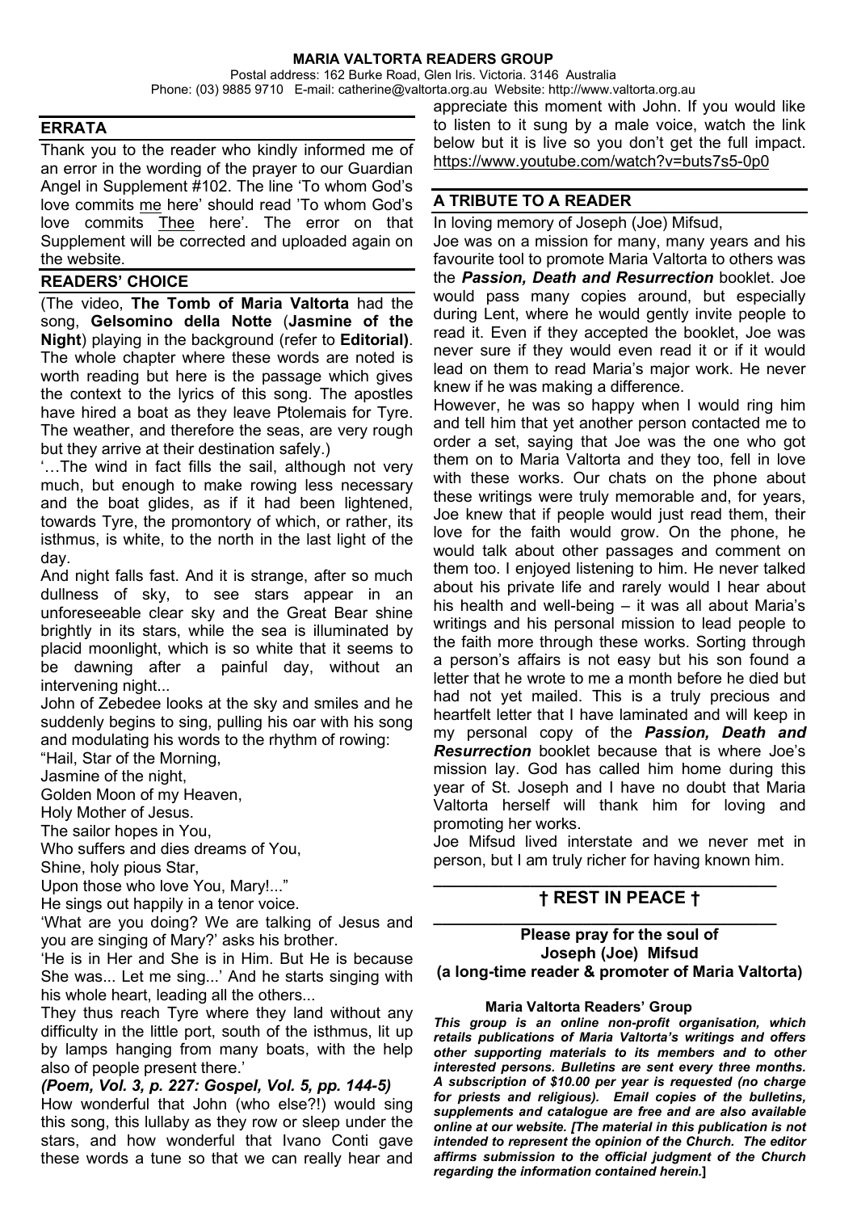**MARIA VALTORTA READERS GROUP**

Postal address: 162 Burke Road, Glen Iris. Victoria. 3146 Australia
Phone: (03) 9885 9710 E-mail: catherine@valtorta.org.au Website: http://www.valtorta.org.au

## ERRATA

Thank you to the reader who kindly informed me of an error in the wording of the prayer to our Guardian Angel in Supplement #102. The line 'To whom God's love commits me here' should read 'To whom God's love commits Thee here'. The error on that Supplement will be corrected and uploaded again on the website.

## READERS' CHOICE

(The video, **The Tomb of Maria Valtorta** had the song, **Gelsomino della Notte** (**Jasmine of the Night**) playing in the background (refer to **Editorial)**. The whole chapter where these words are noted is worth reading but here is the passage which gives the context to the lyrics of this song. The apostles have hired a boat as they leave Ptolemais for Tyre. The weather, and therefore the seas, are very rough but they arrive at their destination safely.)

'…The wind in fact fills the sail, although not very much, but enough to make rowing less necessary and the boat glides, as if it had been lightened, towards Tyre, the promontory of which, or rather, its isthmus, is white, to the north in the last light of the day.

And night falls fast. And it is strange, after so much dullness of sky, to see stars appear in an unforeseeable clear sky and the Great Bear shine brightly in its stars, while the sea is illuminated by placid moonlight, which is so white that it seems to be dawning after a painful day, without an intervening night...

John of Zebedee looks at the sky and smiles and he suddenly begins to sing, pulling his oar with his song and modulating his words to the rhythm of rowing:

"Hail, Star of the Morning,
Jasmine of the night,
Golden Moon of my Heaven,
Holy Mother of Jesus.
The sailor hopes in You,
Who suffers and dies dreams of You,
Shine, holy pious Star,
Upon those who love You, Mary!..."

He sings out happily in a tenor voice.

'What are you doing? We are talking of Jesus and you are singing of Mary?' asks his brother.

'He is in Her and She is in Him. But He is because She was... Let me sing...' And he starts singing with his whole heart, leading all the others...

They thus reach Tyre where they land without any difficulty in the little port, south of the isthmus, lit up by lamps hanging from many boats, with the help also of people present there.'

***(Poem, Vol. 3, p. 227: Gospel, Vol. 5, pp. 144-5)***

How wonderful that John (who else?!) would sing this song, this lullaby as they row or sleep under the stars, and how wonderful that Ivano Conti gave these words a tune so that we can really hear and appreciate this moment with John. If you would like to listen to it sung by a male voice, watch the link below but it is live so you don't get the full impact. https://www.youtube.com/watch?v=buts7s5-0p0

## A TRIBUTE TO A READER

In loving memory of Joseph (Joe) Mifsud,

Joe was on a mission for many, many years and his favourite tool to promote Maria Valtorta to others was the ***Passion, Death and Resurrection*** booklet. Joe would pass many copies around, but especially during Lent, where he would gently invite people to read it. Even if they accepted the booklet, Joe was never sure if they would even read it or if it would lead on them to read Maria's major work. He never knew if he was making a difference.

However, he was so happy when I would ring him and tell him that yet another person contacted me to order a set, saying that Joe was the one who got them on to Maria Valtorta and they too, fell in love with these works. Our chats on the phone about these writings were truly memorable and, for years, Joe knew that if people would just read them, their love for the faith would grow. On the phone, he would talk about other passages and comment on them too. I enjoyed listening to him. He never talked about his private life and rarely would I hear about his health and well-being – it was all about Maria's writings and his personal mission to lead people to the faith more through these works. Sorting through a person's affairs is not easy but his son found a letter that he wrote to me a month before he died but had not yet mailed. This is a truly precious and heartfelt letter that I have laminated and will keep in my personal copy of the ***Passion, Death and Resurrection*** booklet because that is where Joe's mission lay. God has called him home during this year of St. Joseph and I have no doubt that Maria Valtorta herself will thank him for loving and promoting her works.

Joe Mifsud lived interstate and we never met in person, but I am truly richer for having known him.

**† REST IN PEACE †**

**Please pray for the soul of**
**Joseph (Joe) Mifsud**
**(a long-time reader & promoter of Maria Valtorta)**

**Maria Valtorta Readers' Group**

***This group is an online non-profit organisation, which retails publications of Maria Valtorta's writings and offers other supporting materials to its members and to other interested persons. Bulletins are sent every three months. A subscription of $10.00 per year is requested (no charge for priests and religious). Email copies of the bulletins, supplements and catalogue are free and are also available online at our website. [The material in this publication is not intended to represent the opinion of the Church. The editor affirms submission to the official judgment of the Church regarding the information contained herein.]***